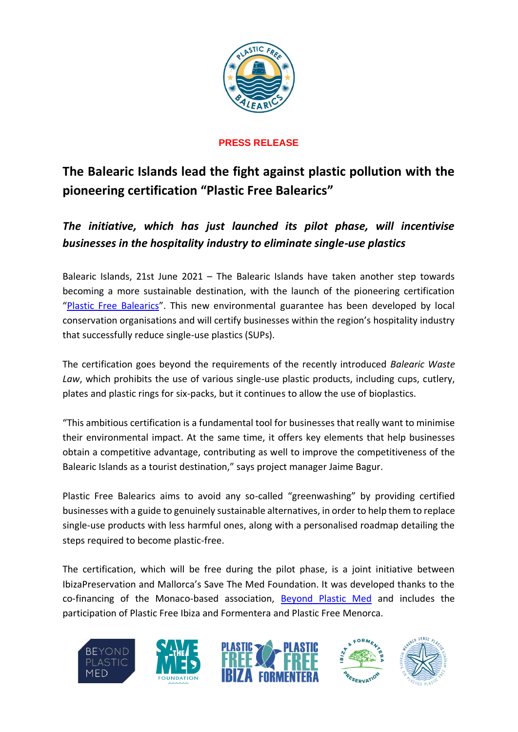**PRESS RELEASE**

# The Balearic Islands lead the fight against plastic pollution with the pioneering certification "Plastic Free Balearics"

## *The initiative, which has just launched its pilot phase, will incentivise businesses in the hospitality industry to eliminate single-use plastics*

Balearic Islands, 21st June 2021 – The Balearic Islands have taken another step towards becoming a more sustainable destination, with the launch of the pioneering certification "Plastic Free Balearics". This new environmental guarantee has been developed by local conservation organisations and will certify businesses within the region's hospitality industry that successfully reduce single-use plastics (SUPs).

The certification goes beyond the requirements of the recently introduced *Balearic Waste Law*, which prohibits the use of various single-use plastic products, including cups, cutlery, plates and plastic rings for six-packs, but it continues to allow the use of bioplastics.

"This ambitious certification is a fundamental tool for businesses that really want to minimise their environmental impact. At the same time, it offers key elements that help businesses obtain a competitive advantage, contributing as well to improve the competitiveness of the Balearic Islands as a tourist destination," says project manager Jaime Bagur.

Plastic Free Balearics aims to avoid any so-called "greenwashing" by providing certified businesses with a guide to genuinely sustainable alternatives, in order to help them to replace single-use products with less harmful ones, along with a personalised roadmap detailing the steps required to become plastic-free.

The certification, which will be free during the pilot phase, is a joint initiative between IbizaPreservation and Mallorca's Save The Med Foundation. It was developed thanks to the co-financing of the Monaco-based association, Beyond Plastic Med and includes the participation of Plastic Free Ibiza and Formentera and Plastic Free Menorca.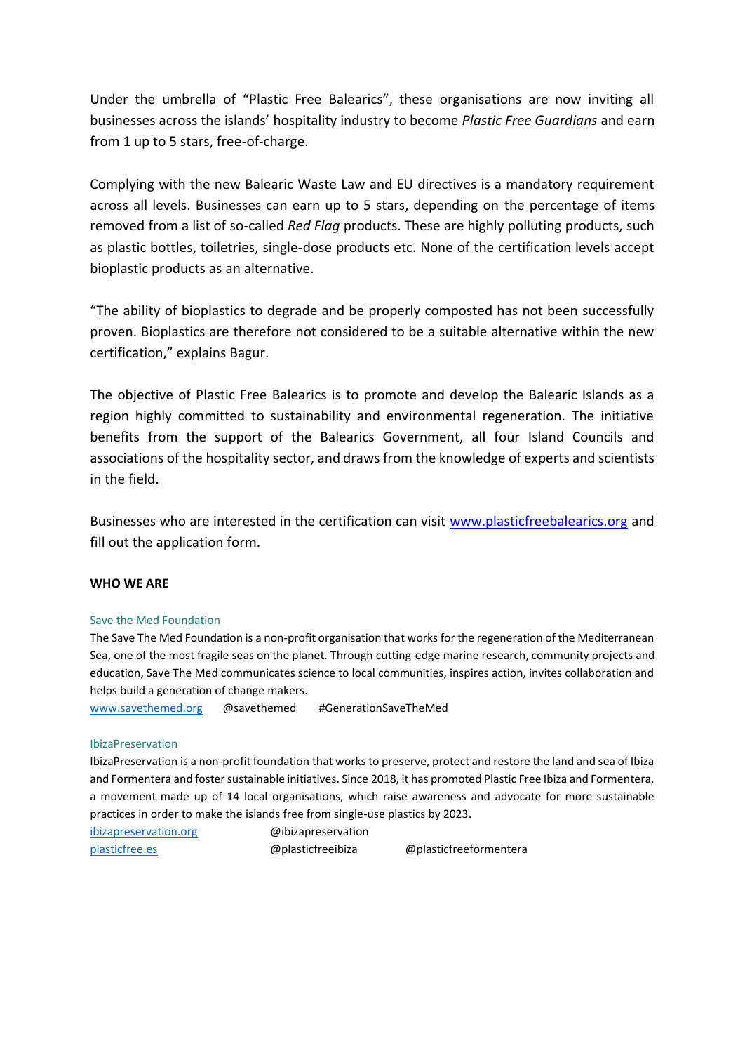Under the umbrella of "Plastic Free Balearics", these organisations are now inviting all businesses across the islands' hospitality industry to become *Plastic Free Guardians* and earn from 1 up to 5 stars, free-of-charge.

Complying with the new Balearic Waste Law and EU directives is a mandatory requirement across all levels. Businesses can earn up to 5 stars, depending on the percentage of items removed from a list of so-called *Red Flag* products. These are highly polluting products, such as plastic bottles, toiletries, single-dose products etc. None of the certification levels accept bioplastic products as an alternative.

"The ability of bioplastics to degrade and be properly composted has not been successfully proven. Bioplastics are therefore not considered to be a suitable alternative within the new certification," explains Bagur.

The objective of Plastic Free Balearics is to promote and develop the Balearic Islands as a region highly committed to sustainability and environmental regeneration. The initiative benefits from the support of the Balearics Government, all four Island Councils and associations of the hospitality sector, and draws from the knowledge of experts and scientists in the field.

Businesses who are interested in the certification can visit [www.plasticfreebalearics.org](http://www.plasticfreebalearics.org) and fill out the application form.

**WHO WE ARE**

Save the Med Foundation

The Save The Med Foundation is a non-profit organisation that works for the regeneration of the Mediterranean Sea, one of the most fragile seas on the planet. Through cutting-edge marine research, community projects and education, Save The Med communicates science to local communities, inspires action, invites collaboration and helps build a generation of change makers.

[www.savethemed.org](http://www.savethemed.org) @savethemed #GenerationSaveTheMed

IbizaPreservation

IbizaPreservation is a non-profit foundation that works to preserve, protect and restore the land and sea of Ibiza and Formentera and foster sustainable initiatives. Since 2018, it has promoted Plastic Free Ibiza and Formentera, a movement made up of 14 local organisations, which raise awareness and advocate for more sustainable practices in order to make the islands free from single-use plastics by 2023.

[ibizapreservation.org](http://ibizapreservation.org) @ibizapreservation

[plasticfree.es](http://plasticfree.es) @plasticfreeibiza @plasticfreeformentera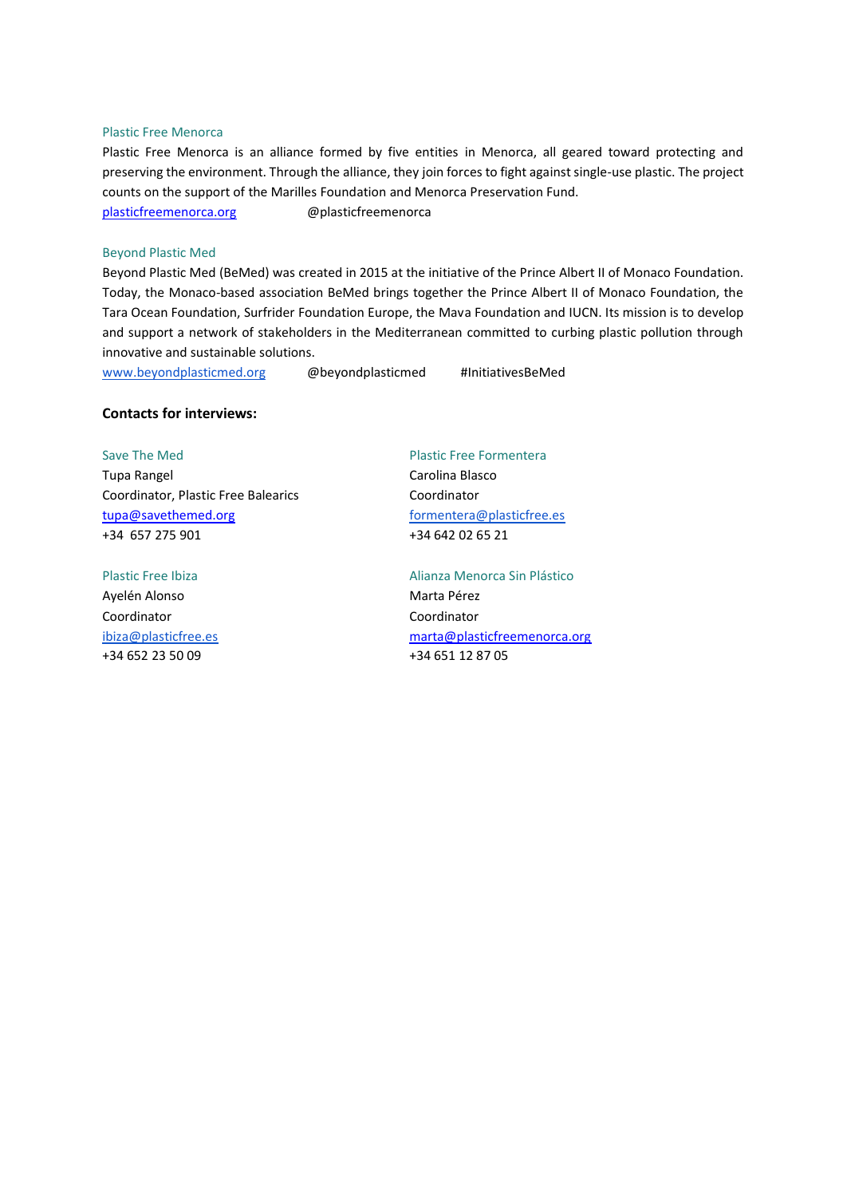### Plastic Free Menorca

Plastic Free Menorca is an alliance formed by five entities in Menorca, all geared toward protecting and preserving the environment. Through the alliance, they join forces to fight against single-use plastic. The project counts on the support of the Marilles Foundation and Menorca Preservation Fund.

plasticfreemenorca.org @plasticfreemenorca

### Beyond Plastic Med

Beyond Plastic Med (BeMed) was created in 2015 at the initiative of the Prince Albert II of Monaco Foundation. Today, the Monaco-based association BeMed brings together the Prince Albert II of Monaco Foundation, the Tara Ocean Foundation, Surfrider Foundation Europe, the Mava Foundation and IUCN. Its mission is to develop and support a network of stakeholders in the Mediterranean committed to curbing plastic pollution through innovative and sustainable solutions.

www.beyondplasticmed.org @beyondplasticmed #InitiativesBeMed

**Contacts for interviews:**

Save The Med
Tupa Rangel
Coordinator, Plastic Free Balearics
tupa@savethemed.org
+34 657 275 901

Plastic Free Formentera
Carolina Blasco
Coordinator
formentera@plasticfree.es
+34 642 02 65 21

Plastic Free Ibiza
Ayelén Alonso
Coordinator
ibiza@plasticfree.es
+34 652 23 50 09

Alianza Menorca Sin Plástico
Marta Pérez
Coordinator
marta@plasticfreemenorca.org
+34 651 12 87 05